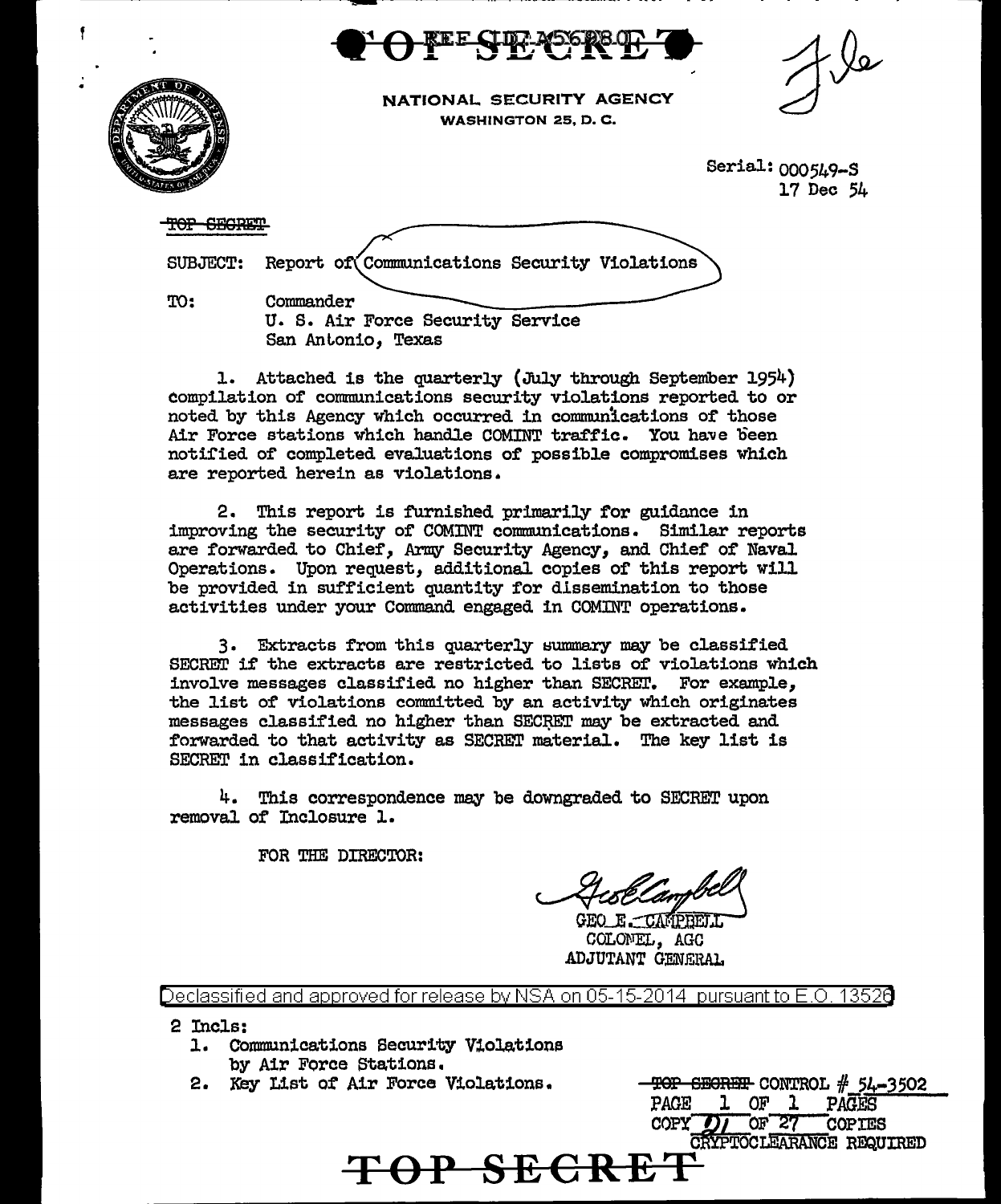TOP SECRET

NATIONAL SECURITY AGENCY
WASHINGTON 25, D. C.

Serial: 000549-S
17 Dec 54

~~TOP SECRET~~

SUBJECT: Report of Communications Security Violations

TO: Commander
U. S. Air Force Security Service
San Antonio, Texas

1. Attached is the quarterly (July through September 1954) compilation of communications security violations reported to or noted by this Agency which occurred in communications of those Air Force stations which handle COMINT traffic. You have been notified of completed evaluations of possible compromises which are reported herein as violations.

2. This report is furnished primarily for guidance in improving the security of COMINT communications. Similar reports are forwarded to Chief, Army Security Agency, and Chief of Naval Operations. Upon request, additional copies of this report will be provided in sufficient quantity for dissemination to those activities under your Command engaged in COMINT operations.

3. Extracts from this quarterly summary may be classified SECRET if the extracts are restricted to lists of violations which involve messages classified no higher than SECRET. For example, the list of violations committed by an activity which originates messages classified no higher than SECRET may be extracted and forwarded to that activity as SECRET material. The key list is SECRET in classification.

4. This correspondence may be downgraded to SECRET upon removal of Inclosure 1.

FOR THE DIRECTOR:

GEO E. CAMPBELL
COLONEL, AGC
ADJUTANT GENERAL

Declassified and approved for release by NSA on 05-15-2014 pursuant to E.O. 13526

2 Incls:
1. Communications Security Violations by Air Force Stations.
2. Key List of Air Force Violations.

~~TOP SECRET~~ CONTROL # 54-3502
PAGE 1 OF 1 PAGES
COPY 01 OF 27 COPIES
CRYPTOCLEARANCE REQUIRED

TOP SECRET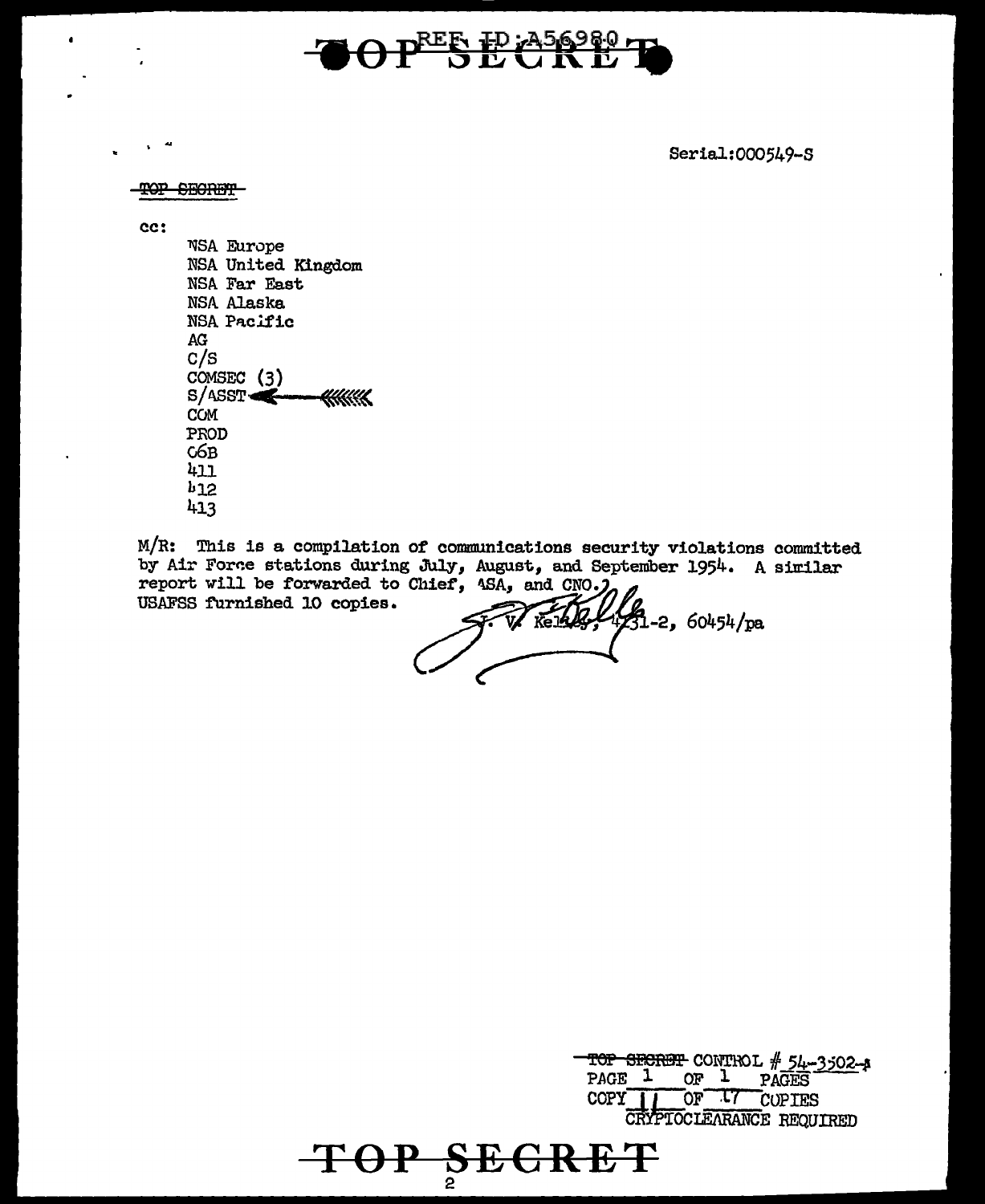# TOP SECRET

REF ID:A56980

Serial:000549-S

~~TOP SECRET~~

cc:

- NSA Europe
- NSA United Kingdom
- NSA Far East
- NSA Alaska
- NSA Pacific
- AG
- C/S
- COMSEC (3)
- S/ASST ←
- COM
- PROD
- C6B
- 411
- 412
- 413

M/R: This is a compilation of communications security violations committed by Air Force stations during July, August, and September 1954. A similar report will be forwarded to Chief, ASA, and CNO. USAFSS furnished 10 copies.

J. V. Kelley, 4131-2, 60454/pa

~~TOP SECRET~~ CONTROL # 54-3502-1
PAGE 1 OF 1 PAGES
COPY 11 OF 17 COPIES
CRYPTOCLEARANCE REQUIRED

# TOP SECRET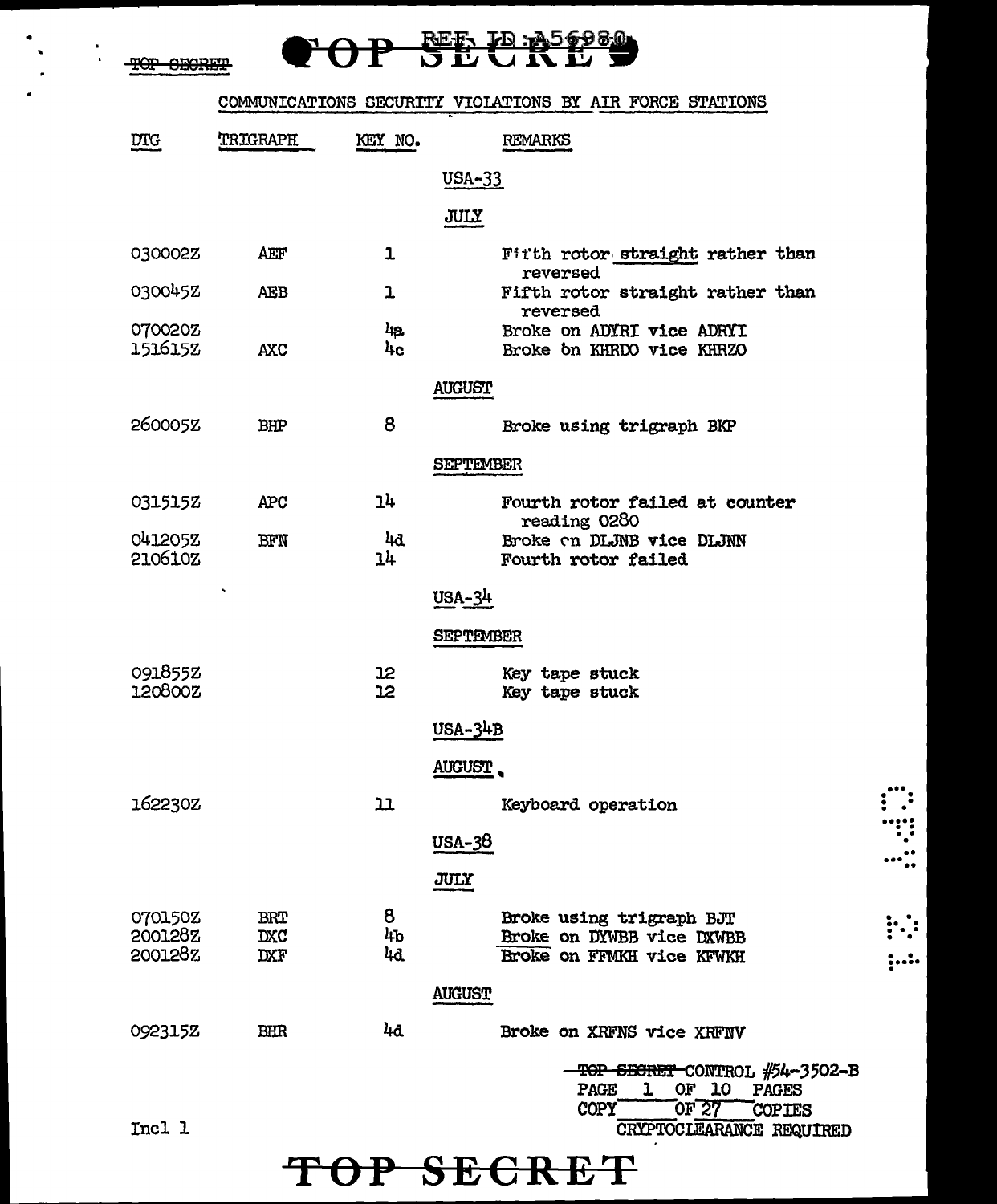TOP SECRET

# COMMUNICATIONS SECURITY VIOLATIONS BY AIR FORCE STATIONS

| DTG | TRIGRAPH | KEY NO. | REMARKS |
|---|---|---|---|
| | | | **USA-33** |
| | | | **JULY** |
| 030002Z | AEF | 1 | Fifth rotor straight rather than reversed |
| 030045Z | AEB | 1 | Fifth rotor straight rather than reversed |
| 070020Z | | 4a | Broke on ADYRI vice ADRYI |
| 151615Z | AXC | 4c | Broke on KHRDO vice KHRZO |
| | | | **AUGUST** |
| 260005Z | BHP | 8 | Broke using trigraph BKP |
| | | | **SEPTEMBER** |
| 031515Z | APC | 14 | Fourth rotor failed at counter reading 0280 |
| 041205Z | BFN | 4d | Broke on DLJNB vice DLJNN |
| 210610Z | | 14 | Fourth rotor failed |
| | | | **USA-34** |
| | | | **SEPTEMBER** |
| 091855Z | | 12 | Key tape stuck |
| 120800Z | | 12 | Key tape stuck |
| | | | **USA-34B** |
| | | | **AUGUST** |
| 162230Z | | 11 | Keyboard operation |
| | | | **USA-38** |
| | | | **JULY** |
| 070150Z | BRT | 8 | Broke using trigraph BJT |
| 200128Z | DXC | 4b | Broke on DYWBB vice DXWBB |
| 200128Z | DXF | 4d | Broke on FFMKH vice KFWKH |
| | | | **AUGUST** |
| 092315Z | BHR | 4d | Broke on XRFNS vice XRFNV |

TOP SECRET CONTROL #54-3502-B
PAGE 1 OF 10 PAGES
COPY \_\_\_ OF 27 COPIES
CRYPTOCLEARANCE REQUIRED

Incl 1

TOP SECRET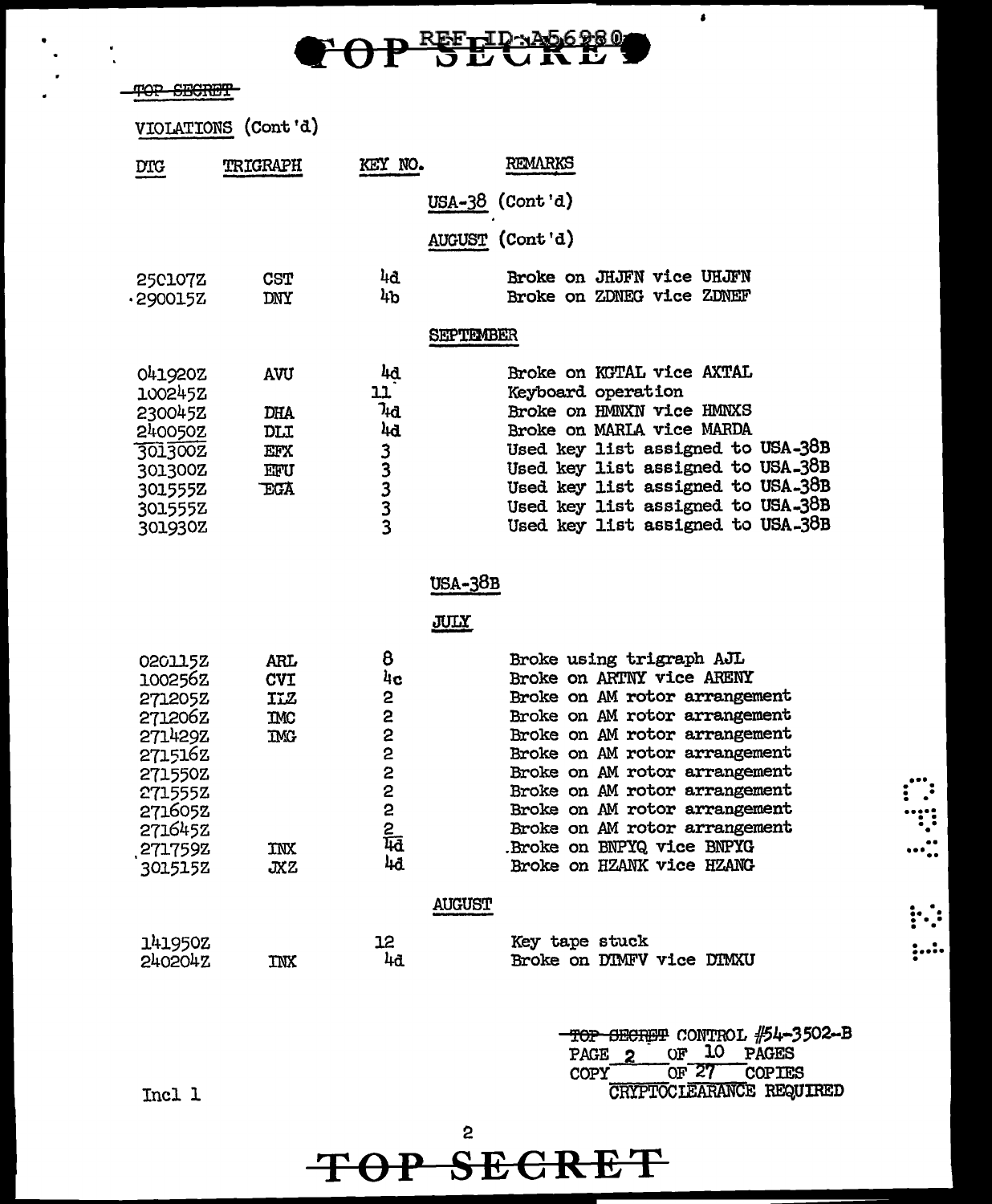TOP SECRET

VIOLATIONS (Cont'd)

| DTG | TRIGRAPH | KEY NO. | REMARKS |
|---|---|---|---|
| | | | **USA-38 (Cont'd)** |
| | | | **AUGUST (Cont'd)** |
| 250107Z | CST | 4d | Broke on JHJFN vice UHJFN |
| 290015Z | DNY | 4b | Broke on ZDNEG vice ZDNEF |
| | | | **SEPTEMBER** |
| 041920Z | AVU | 4d | Broke on KGTAL vice AXTAL |
| 100245Z | | 11 | Keyboard operation |
| 230045Z | DHA | 4d | Broke on HMNXN vice HMNXS |
| 240050Z | DLI | 4d | Broke on MARLA vice MARDA |
| 301300Z | EFX | 3 | Used key list assigned to USA-38B |
| 301300Z | EFU | 3 | Used key list assigned to USA-38B |
| 301555Z | EGA | 3 | Used key list assigned to USA-38B |
| 301555Z | | 3 | Used key list assigned to USA-38B |
| 301930Z | | 3 | Used key list assigned to USA-38B |
| | | | **USA-38B** |
| | | | **JULY** |
| 020115Z | ARL | 8 | Broke using trigraph AJL |
| 100256Z | CVI | 4c | Broke on ARTNY vice ARENY |
| 271205Z | ILZ | 2 | Broke on AM rotor arrangement |
| 271206Z | IMC | 2 | Broke on AM rotor arrangement |
| 271429Z | IMG | 2 | Broke on AM rotor arrangement |
| 271516Z | | 2 | Broke on AM rotor arrangement |
| 271550Z | | 2 | Broke on AM rotor arrangement |
| 271555Z | | 2 | Broke on AM rotor arrangement |
| 271605Z | | 2 | Broke on AM rotor arrangement |
| 271645Z | | 2 | Broke on AM rotor arrangement |
| 271759Z | INX | 4d | Broke on BNPYQ vice BNPYG |
| 301515Z | JXZ | 4d | Broke on HZANK vice HZANG |
| | | | **AUGUST** |
| 141950Z | | 12 | Key tape stuck |
| 240204Z | INX | 4d | Broke on DIMFV vice DIMXU |

TOP SECRET CONTROL #54-3502-B
PAGE 2 OF 10 PAGES
COPY ___ OF 27 COPIES
CRYPTOCLEARANCE REQUIRED

Incl 1

TOP SECRET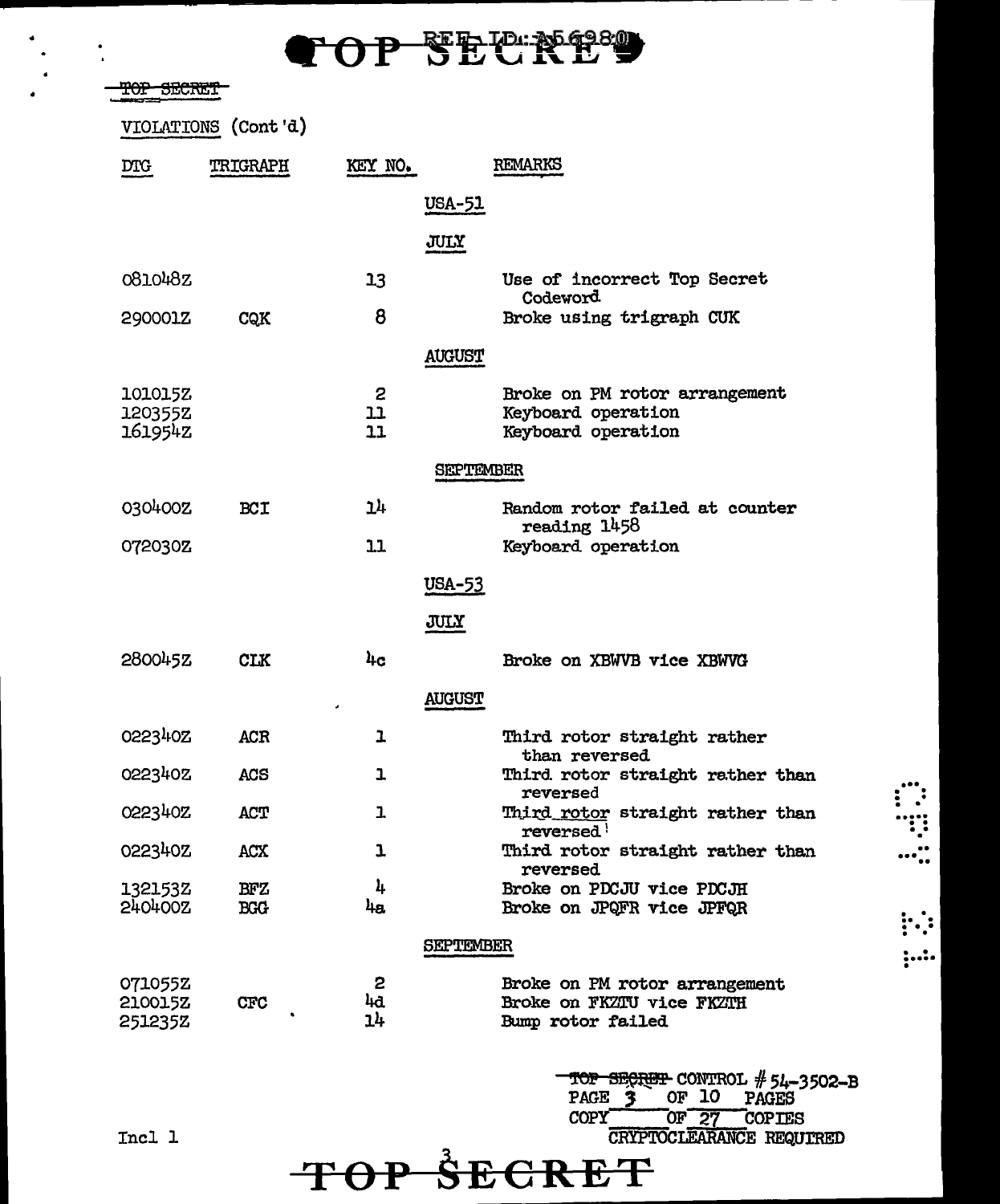TOP SECRET

VIOLATIONS (Cont'd)

| DTG | TRIGRAPH | KEY NO. | REMARKS |
|---|---|---|---|
| | | | **USA-51** |
| | | | **JULY** |
| 081048Z | | 13 | Use of incorrect Top Secret Codeword |
| 290001Z | CQK | 8 | Broke using trigraph CUK |
| | | | **AUGUST** |
| 101015Z | | 2 | Broke on PM rotor arrangement |
| 120355Z | | 11 | Keyboard operation |
| 161954Z | | 11 | Keyboard operation |
| | | | **SEPTEMBER** |
| 030400Z | BCI | 14 | Random rotor failed at counter reading 1458 |
| 072030Z | | 11 | Keyboard operation |
| | | | **USA-53** |
| | | | **JULY** |
| 280045Z | CLK | 4c | Broke on XBWVB vice XBWVG |
| | | | **AUGUST** |
| 022340Z | ACR | 1 | Third rotor straight rather than reversed |
| 022340Z | ACS | 1 | Third rotor straight rather than reversed |
| 022340Z | ACT | 1 | Third rotor straight rather than reversed |
| 022340Z | ACX | 1 | Third rotor straight rather than reversed |
| 132153Z | BFZ | 4 | Broke on PDCJU vice PDCJH |
| 240400Z | BGG | 4a | Broke on JPQFR vice JPFQR |
| | | | **SEPTEMBER** |
| 071055Z | | 2 | Broke on PM rotor arrangement |
| 210015Z | CFC | 4d | Broke on FKZTU vice FKZTH |
| 251235Z | | 14 | Bump rotor failed |

TOP SECRET CONTROL # 54-3502-B
PAGE 3 OF 10 PAGES
COPY ___ OF 27 COPIES
CRYPTOCLEARANCE REQUIRED

Incl 1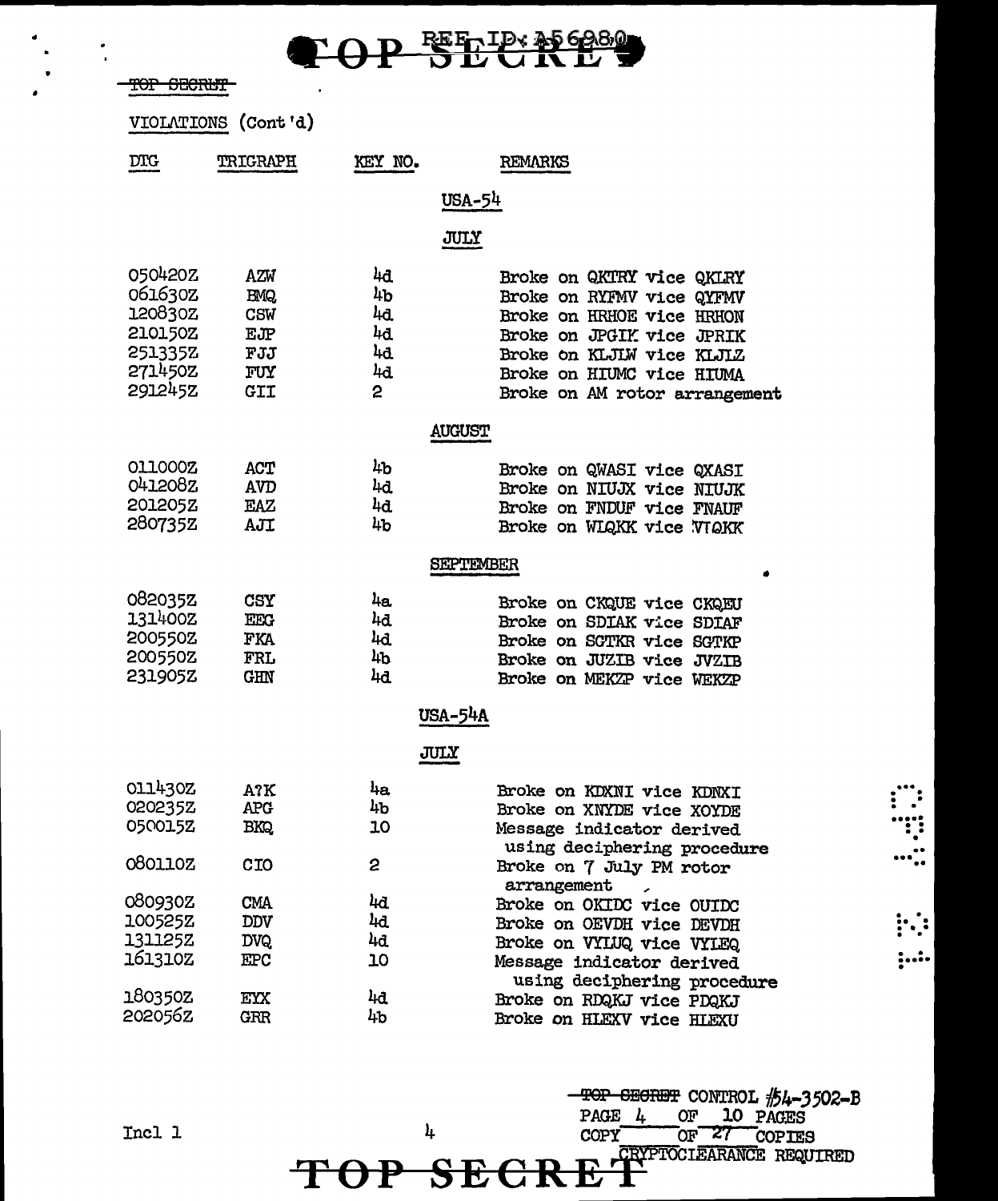~~TOP SECRET~~

VIOLATIONS (Cont'd)

| DTG | TRIGRAPH | KEY NO. | REMARKS |
|---|---|---|---|
| | | | **USA-54** |
| | | | **JULY** |
| 050420Z | AZW | 4d | Broke on QKTRY vice QKLRY |
| 061630Z | BMQ | 4b | Broke on RYFMV vice QYFMV |
| 120830Z | CSW | 4d | Broke on HRHOE vice HRHON |
| 210150Z | EJP | 4d | Broke on JPGIK vice JPRIK |
| 251335Z | FJJ | 4d | Broke on KLJLW vice KLJLZ |
| 271450Z | FUY | 4d | Broke on HIUMC vice HIUMA |
| 291245Z | GII | 2 | Broke on AM rotor arrangement |
| | | | **AUGUST** |
| 011000Z | ACT | 4b | Broke on QWASI vice QXASI |
| 041208Z | AVD | 4d | Broke on NIUJX vice NIUJK |
| 201205Z | EAZ | 4d | Broke on FNDUF vice FNAUF |
| 280735Z | AJI | 4b | Broke on WLQKK vice VTQKK |
| | | | **SEPTEMBER** |
| 082035Z | CSY | 4a | Broke on CKQUE vice CKQEU |
| 131400Z | EEG | 4d | Broke on SDIAK vice SDIAF |
| 200550Z | FKA | 4d | Broke on SGTKR vice SGTKP |
| 200550Z | FRL | 4b | Broke on JUZIB vice JVZIB |
| 231905Z | GHN | 4d | Broke on MEKZP vice WEKZP |
| | | | **USA-54A** |
| | | | **JULY** |
| 011430Z | A?K | 4a | Broke on KDXNI vice KDNXI |
| 020235Z | APG | 4b | Broke on XNYDE vice XOYDE |
| 050015Z | BKQ | 10 | Message indicator derived using deciphering procedure |
| 080110Z | CIO | 2 | Broke on 7 July PM rotor arrangement |
| 080930Z | CMA | 4d | Broke on OKIDC vice OUIDC |
| 100525Z | DDV | 4d | Broke on OEVDH vice DEVDH |
| 131125Z | DVQ | 4d | Broke on VYLUQ vice VYLEQ |
| 161310Z | EPC | 10 | Message indicator derived using deciphering procedure |
| 180350Z | EYX | 4d | Broke on RDQKJ vice PDQKJ |
| 202056Z | GRR | 4b | Broke on HLEXV vice HLEXU |

~~TOP SECRET~~ CONTROL #54-3502-B
PAGE 4 OF 10 PAGES
COPY ___ OF 27 COPIES
CRYPTOCLEARANCE REQUIRED

Incl 1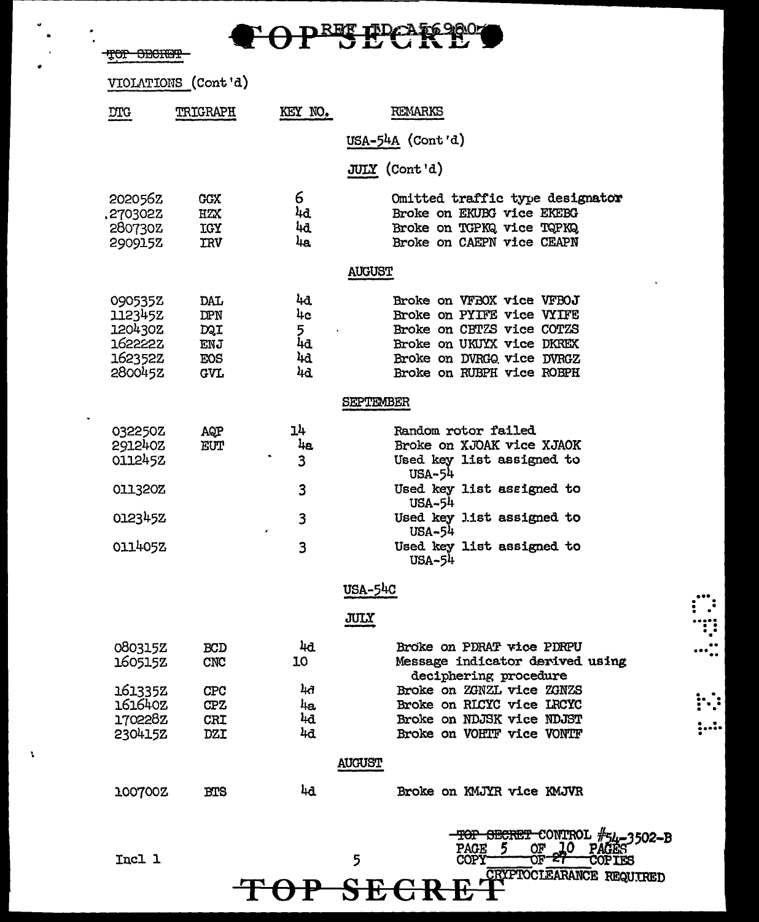VIOLATIONS (Cont'd)

| DTG | TRIGRAPH | KEY NO. | REMARKS |
|---|---|---|---|
| | | | **USA-54A (Cont'd)** |
| | | | **JULY (Cont'd)** |
| 202056Z | GGX | 6 | Omitted traffic type designator |
| 270302Z | HZX | 4d | Broke on EKUBG vice EKEBG |
| 280730Z | IGY | 4d | Broke on TGPKQ vice TQPKQ |
| 290915Z | IRV | 4a | Broke on CAEPN vice CEAPN |
| | | | **AUGUST** |
| 090535Z | DAL | 4d | Broke on VFBOX vice VFBOJ |
| 112345Z | DPN | 4c | Broke on PYIFE vice VYIFE |
| 120430Z | DQI | 5 | Broke on CBTZS vice COTZS |
| 162222Z | ENJ | 4d | Broke on UKUYX vice DKREX |
| 162352Z | EOS | 4d | Broke on DVRGQ vice DVRGZ |
| 280045Z | GVL | 4d | Broke on RUBPH vice ROBPH |
| | | | **SEPTEMBER** |
| 032250Z | AQP | 14 | Random rotor failed |
| 291240Z | EUT | 4a | Broke on XJOAK vice XJAOK |
| 011245Z | | 3 | Used key list assigned to USA-54 |
| 011320Z | | 3 | Used key list assigned to USA-54 |
| 012345Z | | 3 | Used key list assigned to USA-54 |
| 011405Z | | 3 | Used key list assigned to USA-54 |
| | | | **USA-54C** |
| | | | **JULY** |
| 080315Z | BCD | 4d | Broke on PDRAT vice PDRPU |
| 160515Z | CNC | 10 | Message indicator derived using deciphering procedure |
| 161335Z | CPC | 4d | Broke on ZGNZL vice ZGNZS |
| 161640Z | CPZ | 4a | Broke on RLCYC vice LRCYC |
| 170228Z | CRI | 4d | Broke on NDJSK vice NDJST |
| 230415Z | DZI | 4d | Broke on VOHTF vice VONTF |
| | | | **AUGUST** |
| 100700Z | BTS | 4d | Broke on KMJYR vice KMJVR |

Incl 1

TOP SECRET CONTROL #54-3502-B
PAGE 5 OF 10 PAGES
COPY OF 27 COPIES
CRYPTOCLEARANCE REQUIRED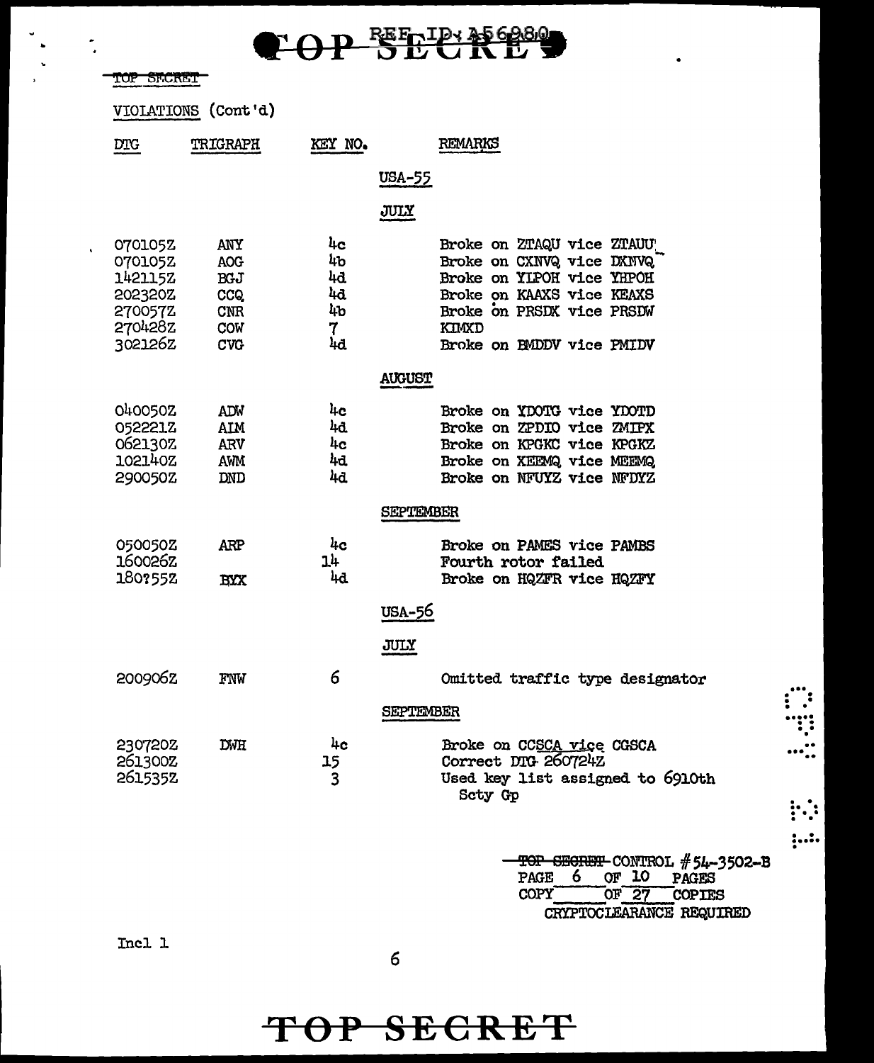TOP SECRET

VIOLATIONS (Cont'd)

| DTG | TRIGRAPH | KEY NO. | REMARKS |
|---|---|---|---|
| | | | **USA-55** |
| | | | **JULY** |
| 070105Z | ANY | 4c | Broke on ZTAQU vice ZTAUU |
| 070105Z | AOG | 4b | Broke on CXNVQ vice DXNVQ |
| 142115Z | BGJ | 4d | Broke on YIPOH vice YHPOH |
| 202320Z | CCQ | 4d | Broke on KAAXS vice KEAXS |
| 270057Z | CNR | 4b | Broke on PRSDX vice PRSDW |
| 270428Z | COW | 7 | KIMXD |
| 302126Z | CVG | 4d | Broke on BMDDV vice PMIDV |
| | | | **AUGUST** |
| 040050Z | ADW | 4c | Broke on YDOTG vice YDOTD |
| 052221Z | AIM | 4d | Broke on ZPDIO vice ZMIPX |
| 062130Z | ARV | 4c | Broke on KPGKC vice KPGKZ |
| 102140Z | AWM | 4d | Broke on XEEMQ vice MEEMQ |
| 290050Z | DND | 4d | Broke on NFUYZ vice NFDYZ |
| | | | **SEPTEMBER** |
| 050050Z | ARP | 4c | Broke on PAMES vice PAMBS |
| 160026Z | | 14 | Fourth rotor failed |
| 180?55Z | BYX | 4d | Broke on HQZFR vice HQZFY |
| | | | **USA-56** |
| | | | **JULY** |
| 200906Z | FNW | 6 | Omitted traffic type designator |
| | | | **SEPTEMBER** |
| 230720Z | DWH | 4c | Broke on CCSCA vice CGSCA |
| 261300Z | | 15 | Correct DTG 260724Z |
| 261535Z | | 3 | Used key list assigned to 6910th Scty Gp |

~~TOP SECRET~~ CONTROL #54-3502-B
PAGE 6 OF 10 PAGES
COPY ___ OF 27 COPIES
CRYPTOCLEARANCE REQUIRED

Incl 1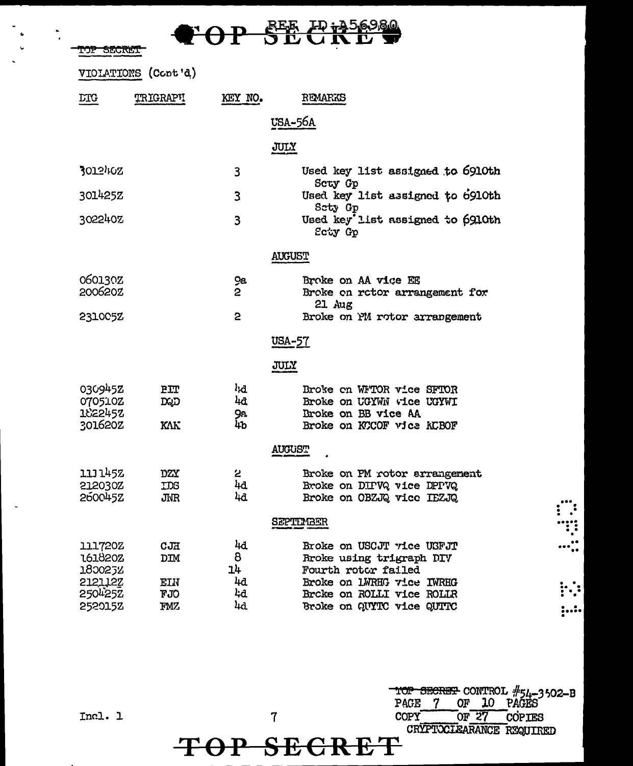TOP SECRET

VIOLATIONS (Cont'd)

| DTG | TRIGRAPH | KEY NO. | REMARKS |
|---|---|---|---|
| | | | **USA-56A** |
| | | | **JULY** |
| 301240Z | | 3 | Used key list assigned to 6910th Scty Gp |
| 301425Z | | 3 | Used key list assigned to 6910th Scty Gp |
| 302240Z | | 3 | Used key list assigned to 6910th Scty Gp |
| | | | **AUGUST** |
| 060130Z | | 9a | Broke on AA vice EE |
| 200620Z | | 2 | Broke on rotor arrangement for 21 Aug |
| 231005Z | | 2 | Broke on PM rotor arrangement |
| | | | **USA-57** |
| | | | **JULY** |
| 030945Z | BIT | 4d | Broke on WFTOR vice SFTOR |
| 070510Z | DQD | 4d | Broke on UGYWN vice UGYWI |
| 182245Z | | 9a | Broke on BB vice AA |
| 301620Z | KAK | 4b | Broke on KCCOF vice KCBOF |
| | | | **AUGUST** |
| 111145Z | DZY | 2 | Broke on PM rotor arrangement |
| 212030Z | IDS | 4d | Broke on DIPVQ vice DPPVQ |
| 260045Z | JNR | 4d | Broke on OBZJQ vice IEZJQ |
| | | | **SEPTEMBER** |
| 111720Z | CJH | 4d | Broke on USCJT vice UGFJT |
| 161820Z | DIM | 8 | Broke using trigraph DIV |
| 180025Z | | 14 | Fourth rotor failed |
| 212112Z | EIN | 4d | Broke on LWRHG vice IWRHG |
| 250425Z | FJO | 4d | Broke on ROLLI vice ROLLR |
| 252015Z | FMZ | 4d | Broke on QUYTC vice QUTTC |

Incl. 1

TOP SECRET CONTROL #54-3502-B
PAGE 7 OF 10 PAGES
COPY ___ OF 27 COPIES
CRYPTOCLEARANCE REQUIRED

TOP SECRET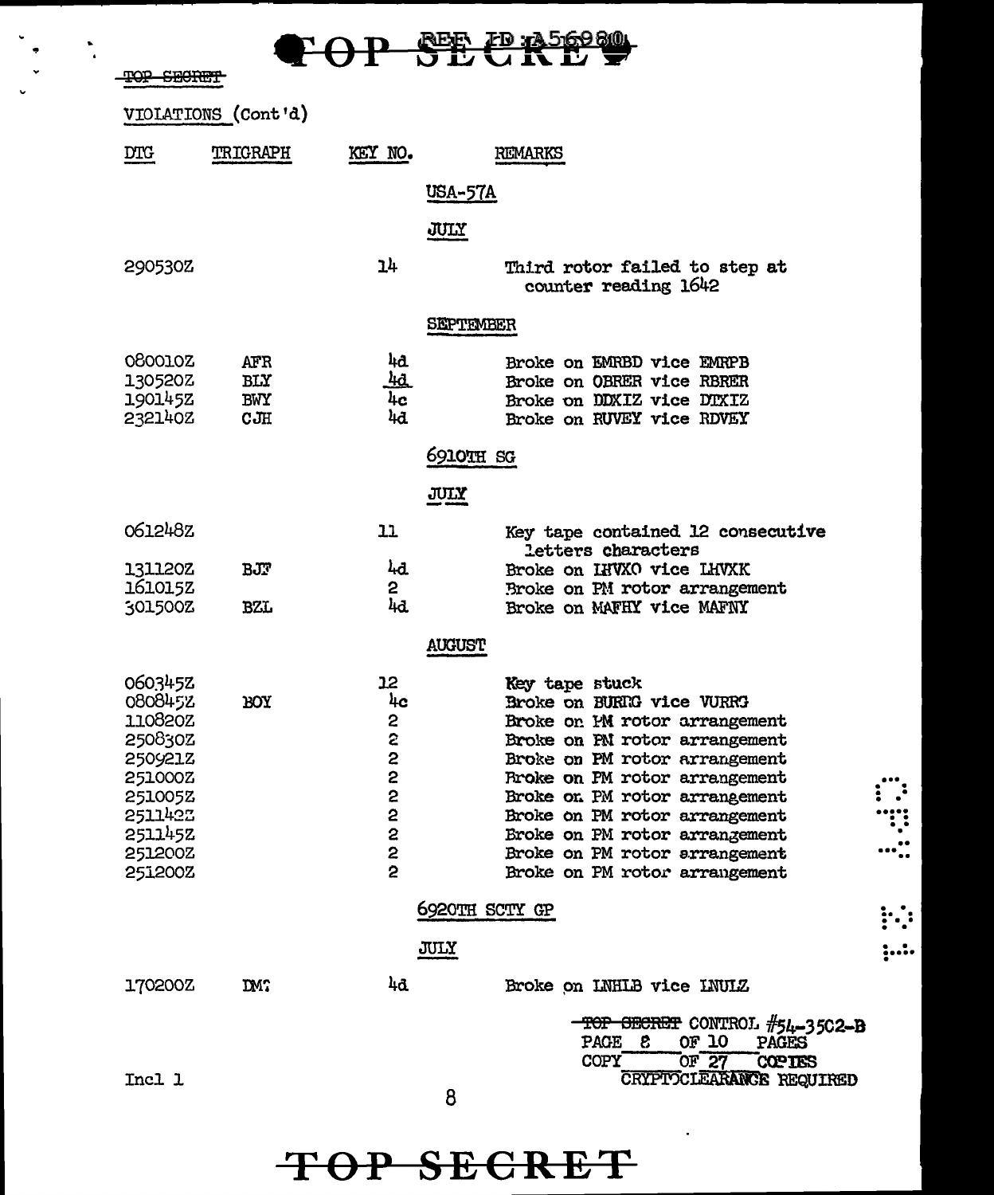TOP SECRET

VIOLATIONS (Cont'd)

| DTG | TRIGRAPH | KEY NO. | REMARKS |
|---|---|---|---|
| | | | **USA-57A** |
| | | | **JULY** |
| 290530Z | | 14 | Third rotor failed to step at counter reading 1642 |
| | | | **SEPTEMBER** |
| 080010Z | AFR | 4d | Broke on EMRBD vice EMRPB |
| 130520Z | BLY | 4d | Broke on OBRER vice RBRER |
| 190145Z | BWY | 4c | Broke on DDXIZ vice DTXIZ |
| 232140Z | CJH | 4d | Broke on RUVEY vice RDVEY |
| | | | **6910TH SG** |
| | | | **JULY** |
| 061248Z | | 11 | Key tape contained 12 consecutive letters characters |
| 131120Z | BJF | 4d | Broke on IHVXO vice LHVXK |
| 161015Z | | 2 | Broke on PM rotor arrangement |
| 301500Z | BZL | 4d | Broke on MAFHY vice MAFNY |
| | | | **AUGUST** |
| 060345Z | | 12 | Key tape stuck |
| 080845Z | BOY | 4c | Broke on BURTG vice VURRG |
| 110820Z | | 2 | Broke on PM rotor arrangement |
| 250830Z | | 2 | Broke on PM rotor arrangement |
| 250921Z | | 2 | Broke on PM rotor arrangement |
| 251000Z | | 2 | Broke on PM rotor arrangement |
| 251005Z | | 2 | Broke on PM rotor arrangement |
| 251142Z | | 2 | Broke on PM rotor arrangement |
| 251145Z | | 2 | Broke on PM rotor arrangement |
| 251200Z | | 2 | Broke on PM rotor arrangement |
| 251200Z | | 2 | Broke on PM rotor arrangement |
| | | | **6920TH SCTY GP** |
| | | | **JULY** |
| 170200Z | DM? | 4d | Broke on LNHLB vice LNULZ |

TOP SECRET CONTROL #54-3502-B
PAGE 8 OF 10 PAGES
COPY ___ OF 27 COPIES
CRYPTOCLEARANCE REQUIRED

Incl 1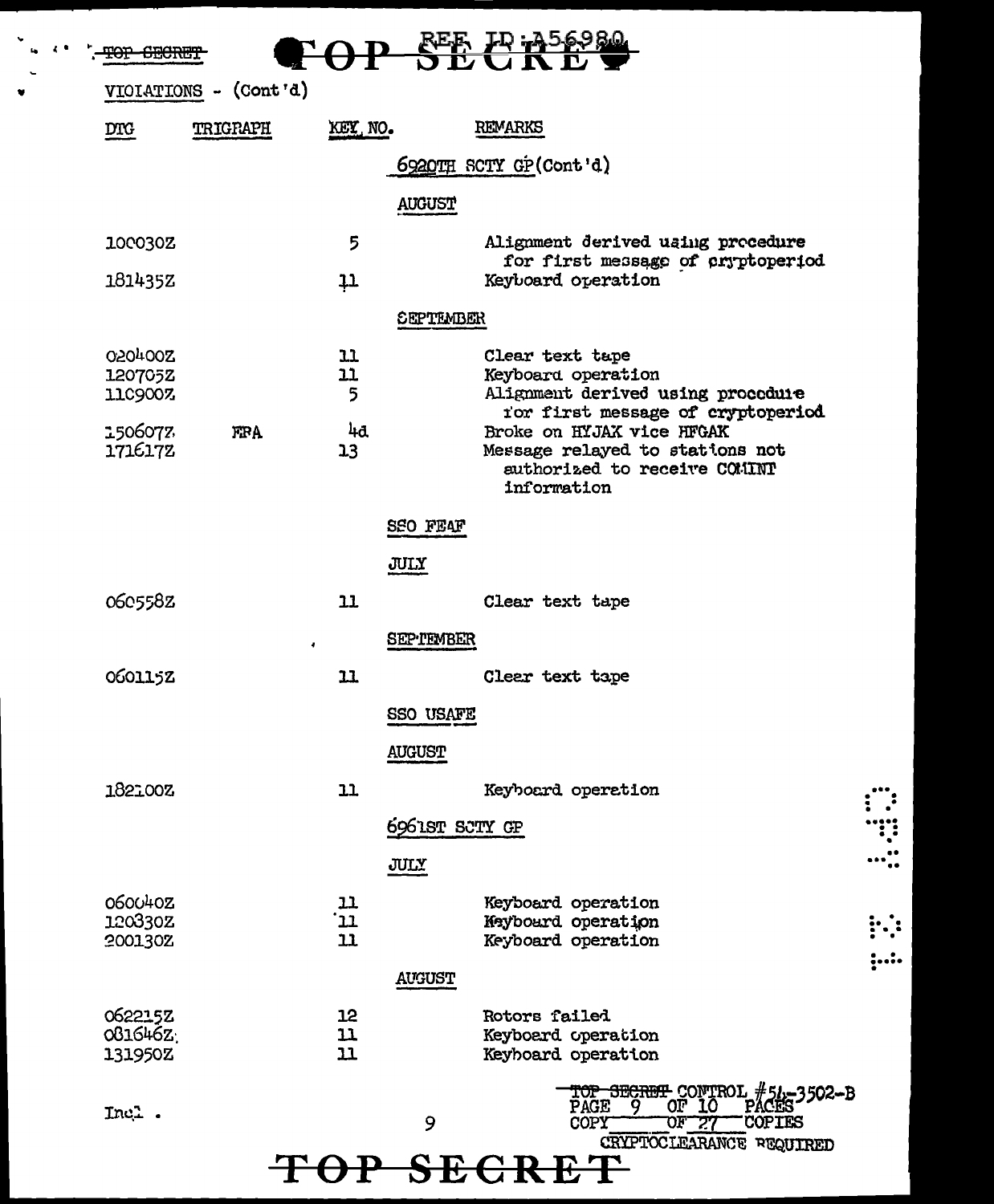VIOLATIONS - (Cont'd)

| DTG | TRIGRAPH | KEY NO. | REMARKS |
|---|---|---|---|
| | | | **6920TH SCTY GP (Cont'd)** |
| | | | **AUGUST** |
| 100030Z | | 5 | Alignment derived using procedure for first message of cryptoperiod |
| 181435Z | | 11 | Keyboard operation |
| | | | **SEPTEMBER** |
| 020400Z | | 11 | Clear text tape |
| 120705Z | | 11 | Keyboard operation |
| 110900Z | | 5 | Alignment derived using procedure for first message of cryptoperiod |
| 150607Z | FPA | 4d | Broke on HYJAX vice HFGAK |
| 171617Z | | 13 | Message relayed to stations not authorized to receive COMINT information |
| | | | **SSO FEAF** |
| | | | **JULY** |
| 060558Z | | 11 | Clear text tape |
| | | | **SEPTEMBER** |
| 060115Z | | 11 | Clear text tape |
| | | | **SSO USAFE** |
| | | | **AUGUST** |
| 182100Z | | 11 | Keyboard operation |
| | | | **6961ST SCTY GP** |
| | | | **JULY** |
| 060040Z | | 11 | Keyboard operation |
| 120330Z | | 11 | Keyboard operation |
| 200130Z | | 11 | Keyboard operation |
| | | | **AUGUST** |
| 062215Z | | 12 | Rotors failed |
| 081646Z | | 11 | Keyboard operation |
| 131950Z | | 11 | Keyboard operation |

Incl.

TOP SECRET CONTROL #54-3502-B
PAGE 9 OF 10 PAGES
COPY ___ OF 27 COPIES
CRYPTOCLEARANCE REQUIRED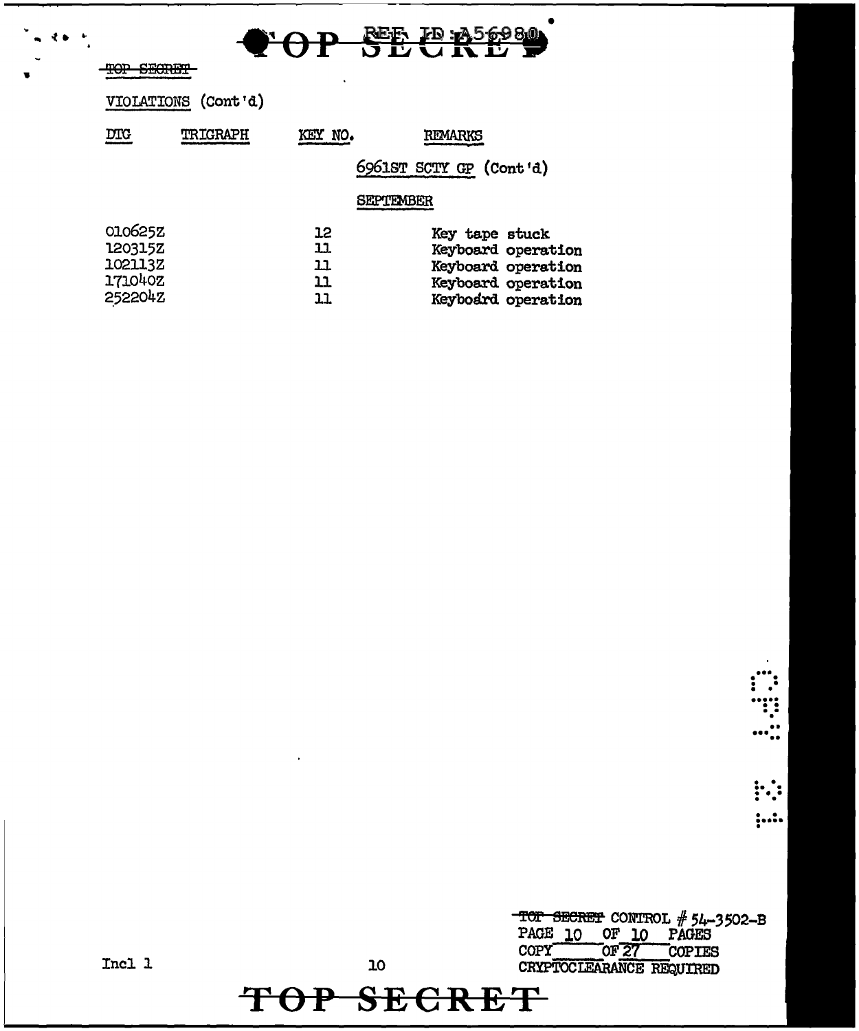VIOLATIONS (Cont'd)

| DTG | TRIGRAPH | KEY NO. | REMARKS |
|---|---|---|---|
| | | | 6961ST SCTY GP (Cont'd) |
| | | | SEPTEMBER |
| 010625Z | | 12 | Key tape stuck |
| 120315Z | | 11 | Keyboard operation |
| 102113Z | | 11 | Keyboard operation |
| 171040Z | | 11 | Keyboard operation |
| 252204Z | | 11 | Keyboard operation |

~~TOP SECRET~~ CONTROL # 54-3502-B
PAGE 10 OF 10 PAGES
COPY ____ OF 27 COPIES
CRYPTOCLEARANCE REQUIRED

Incl 1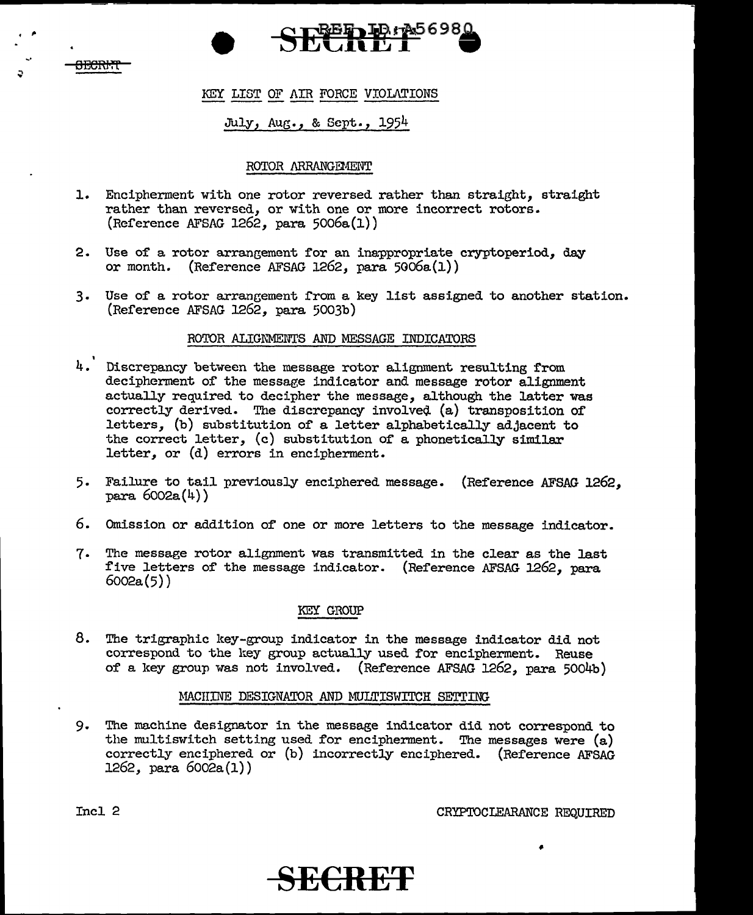# KEY LIST OF AIR FORCE VIOLATIONS

July, Aug., & Sept., 1954

## ROTOR ARRANGEMENT

1. Encipherment with one rotor reversed rather than straight, straight rather than reversed, or with one or more incorrect rotors. (Reference AFSAG 1262, para 5006a(1))

2. Use of a rotor arrangement for an inappropriate cryptoperiod, day or month. (Reference AFSAG 1262, para 5006a(1))

3. Use of a rotor arrangement from a key list assigned to another station. (Reference AFSAG 1262, para 5003b)

## ROTOR ALIGNMENTS AND MESSAGE INDICATORS

4. Discrepancy between the message rotor alignment resulting from decipherment of the message indicator and message rotor alignment actually required to decipher the message, although the latter was correctly derived. The discrepancy involved (a) transposition of letters, (b) substitution of a letter alphabetically adjacent to the correct letter, (c) substitution of a phonetically similar letter, or (d) errors in encipherment.

5. Failure to tail previously enciphered message. (Reference AFSAG 1262, para 6002a(4))

6. Omission or addition of one or more letters to the message indicator.

7. The message rotor alignment was transmitted in the clear as the last five letters of the message indicator. (Reference AFSAG 1262, para 6002a(5))

## KEY GROUP

8. The trigraphic key-group indicator in the message indicator did not correspond to the key group actually used for encipherment. Reuse of a key group was not involved. (Reference AFSAG 1262, para 5004b)

## MACHINE DESIGNATOR AND MULTISWITCH SETTING

9. The machine designator in the message indicator did not correspond to the multiswitch setting used for encipherment. The messages were (a) correctly enciphered or (b) incorrectly enciphered. (Reference AFSAG 1262, para 6002a(1))

Incl 2

CRYPTOCLEARANCE REQUIRED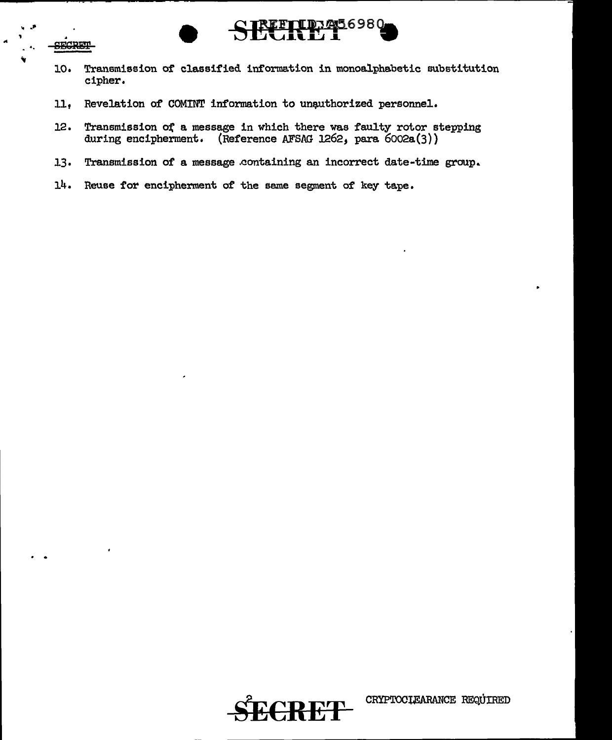10. Transmission of classified information in monoalphabetic substitution cipher.

11. Revelation of COMINT information to unauthorized personnel.

12. Transmission of a message in which there was faulty rotor stepping during encipherment. (Reference AFSAG 1262, para 6002a(3))

13. Transmission of a message containing an incorrect date-time group.

14. Reuse for encipherment of the same segment of key tape.

CRYPTOCLEARANCE REQUIRED